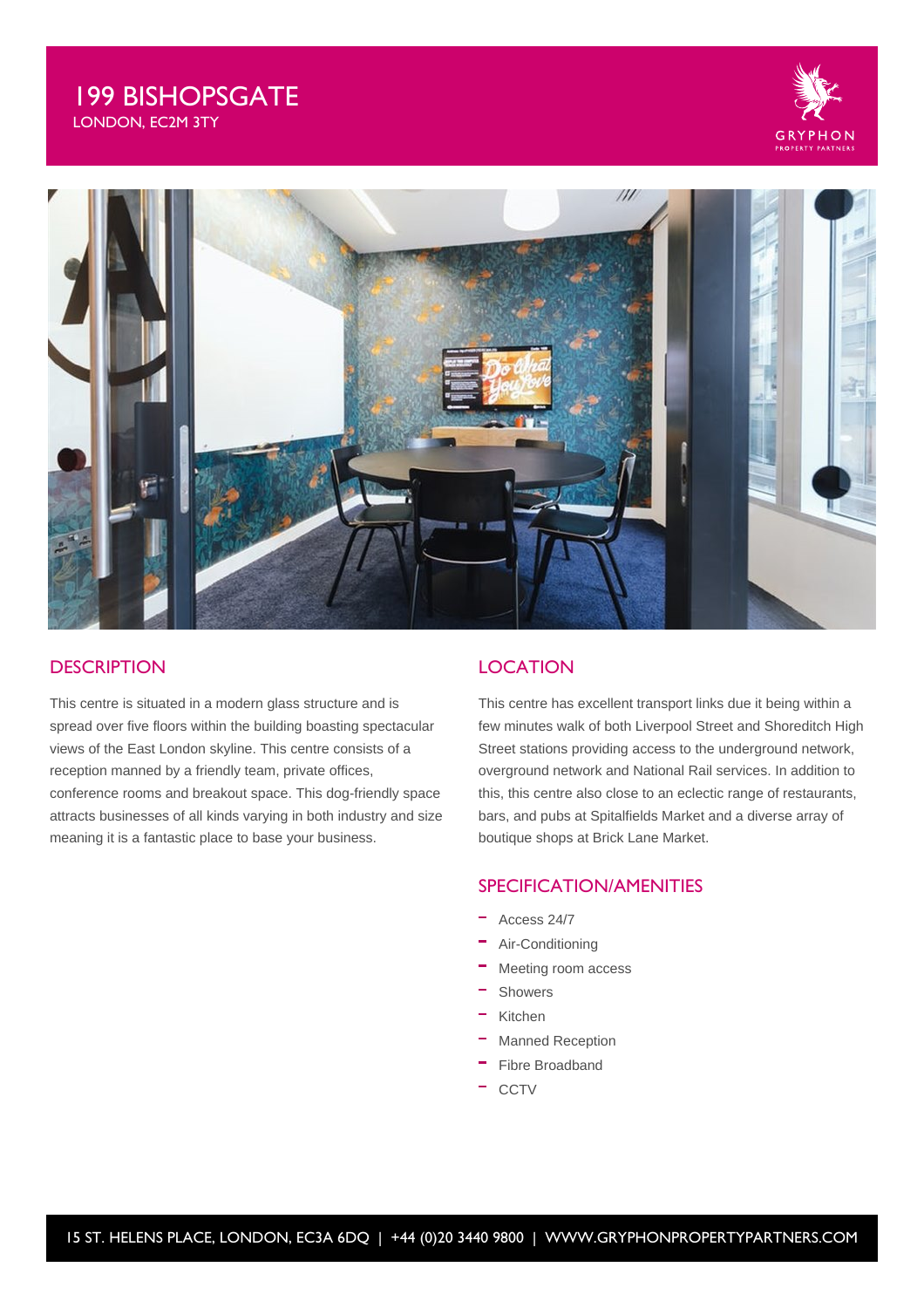# 199 BISHOPSGATE

LONDON, EC2M 3TY

## DESCRIPTION

This centre is situated in a modern glass structure and is spread over five floors within the building boasting spectacular views of the East London skyline. This centre consists of a reception manned by a friendly team, private offices, conference rooms and breakout space. This dog-friendly space attracts businesses of all kinds varying in both industry and size meaning it is a fantastic place to base your business.

## LOCATION

This centre has excellent transport links due it being within a few minutes walk of both Liverpool Street and Shoreditch High Street stations providing access to the underground network, overground network and National Rail services. In addition to this, this centre also close to an eclectic range of restaurants, bars, and pubs at Spitalfields Market and a diverse array of boutique shops at Brick Lane Market.

## SPECIFICATION/AMENITIES

- Access 24/7
- Air-Conditioning
- Meeting room access
- Showers
- Kitchen
- Manned Reception
- Fibre Broadband
- CCTV

15 ST. HELENS PLACE, LONDON, EC3A 6DQ | +44 (0)20 3440 9800 | WWW.GRYPHONPROPERTYPARTNERS.COM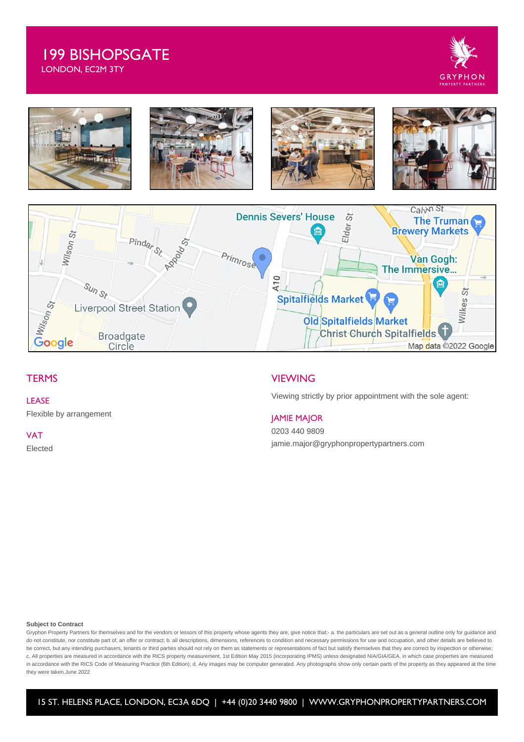# 199 BISHOPSGATE

LONDON, EC2M 3TY

GRYPHON PROPERTY PARTNERS

## TERMS

### LEASE

Flexible by arrangement

### VAT

Elected

## VIEWING

Viewing strictly by prior appointment with the sole agent:

### JAMIE MAJOR

0203 440 9809

jamie.major@gryphonpropertypartners.com

**Subject to Contract**

Gryphon Property Partners for themselves and for the vendors or lessors of this property whose agents they are, give notice that:- a. the particulars are set out as a general outline only for guidance and do not constitute, nor constitute part of, an offer or contract; b. all descriptions, dimensions, references to condition and necessary permissions for use and occupation, and other details are believed to be correct, but any intending purchasers, tenants or third parties should not rely on them as statements or representations of fact but satisfy themselves that they are correct by inspection or otherwise; c. All properties are measured in accordance with the RICS property measurement, 1st Edition May 2015 (incorporating IPMS) unless designated NIA/GIA/GEA, in which case properties are measured in accordance with the RICS Code of Measuring Practice (6th Edition); d. Any images may be computer generated. Any photographs show only certain parts of the property as they appeared at the time they were taken.June 2022

15 ST. HELENS PLACE, LONDON, EC3A 6DQ | +44 (0)20 3440 9800 | WWW.GRYPHONPROPERTYPARTNERS.COM